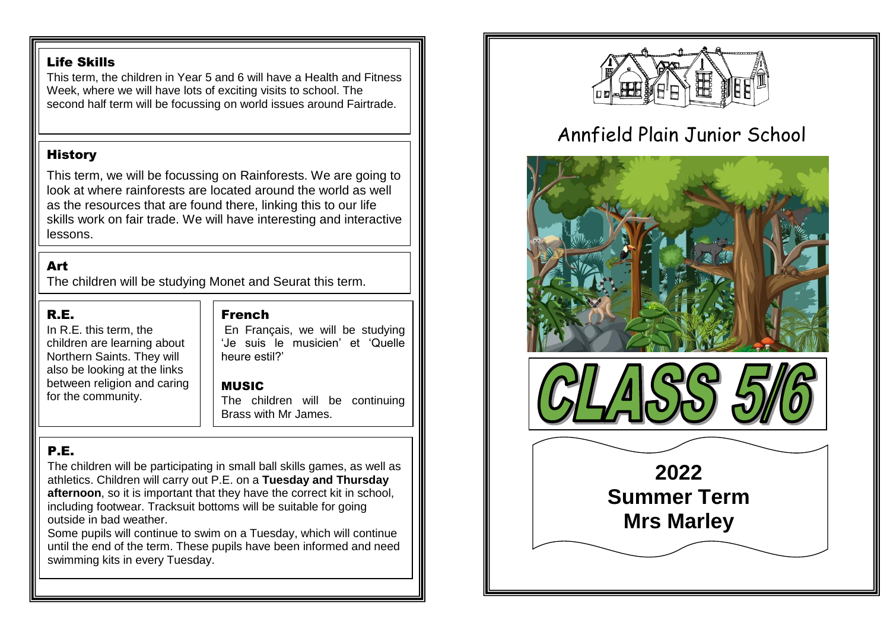## Life Skills

This term, the children in Year 5 and 6 will have a Health and Fitness Week, where we will have lots of exciting visits to school. The second half term will be focussing on world issues around Fairtrade.

## History

This term, we will be focussing on Rainforests. We are going to look at where rainforests are located around the world as well as the resources that are found there, linking this to our life skills work on fair trade. We will have interesting and interactive lessons.

## Art

The children will be studying Monet and Seurat this term.

## R.E.

In R.E. this term, the children are learning about Northern Saints. They will also be looking at the links between religion and caring for the community.

## French

En Français, we will be studying 'Je suis le musicien' et 'Quelle heure estil?'

## MUSIC

The children will be continuing Brass with Mr James.

## P.E.

The children will be participating in small ball skills games, as well as athletics. Children will carry out P.E. on a **Tuesday and Thursday afternoon**, so it is important that they have the correct kit in school, including footwear. Tracksuit bottoms will be suitable for going outside in bad weather.

Some pupils will continue to swim on a Tuesday, which will continue until the end of the term. These pupils have been informed and need swimming kits in every Tuesday.

# Annfield Plain Junior School

# CLASS 5/6

**2022**
**Summer Term**
**Mrs Marley**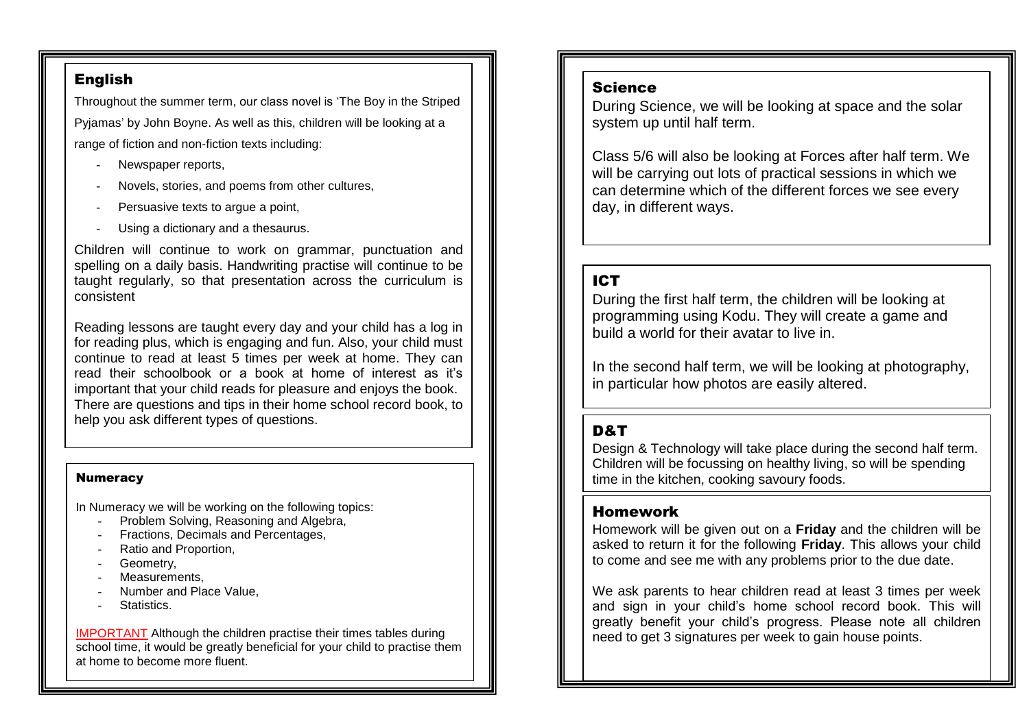## English

Throughout the summer term, our class novel is 'The Boy in the Striped Pyjamas' by John Boyne. As well as this, children will be looking at a range of fiction and non-fiction texts including:

- Newspaper reports,
- Novels, stories, and poems from other cultures,
- Persuasive texts to argue a point,
- Using a dictionary and a thesaurus.

Children will continue to work on grammar, punctuation and spelling on a daily basis. Handwriting practise will continue to be taught regularly, so that presentation across the curriculum is consistent

Reading lessons are taught every day and your child has a log in for reading plus, which is engaging and fun. Also, your child must continue to read at least 5 times per week at home. They can read their schoolbook or a book at home of interest as it's important that your child reads for pleasure and enjoys the book. There are questions and tips in their home school record book, to help you ask different types of questions.

## Numeracy

In Numeracy we will be working on the following topics:

- Problem Solving, Reasoning and Algebra,
- Fractions, Decimals and Percentages,
- Ratio and Proportion,
- Geometry,
- Measurements,
- Number and Place Value,
- Statistics.

IMPORTANT Although the children practise their times tables during school time, it would be greatly beneficial for your child to practise them at home to become more fluent.

## Science

During Science, we will be looking at space and the solar system up until half term.

Class 5/6 will also be looking at Forces after half term. We will be carrying out lots of practical sessions in which we can determine which of the different forces we see every day, in different ways.

## ICT

During the first half term, the children will be looking at programming using Kodu. They will create a game and build a world for their avatar to live in.

In the second half term, we will be looking at photography, in particular how photos are easily altered.

## D&T

Design & Technology will take place during the second half term. Children will be focussing on healthy living, so will be spending time in the kitchen, cooking savoury foods.

## Homework

Homework will be given out on a **Friday** and the children will be asked to return it for the following **Friday**. This allows your child to come and see me with any problems prior to the due date.

We ask parents to hear children read at least 3 times per week and sign in your child's home school record book. This will greatly benefit your child's progress. Please note all children need to get 3 signatures per week to gain house points.